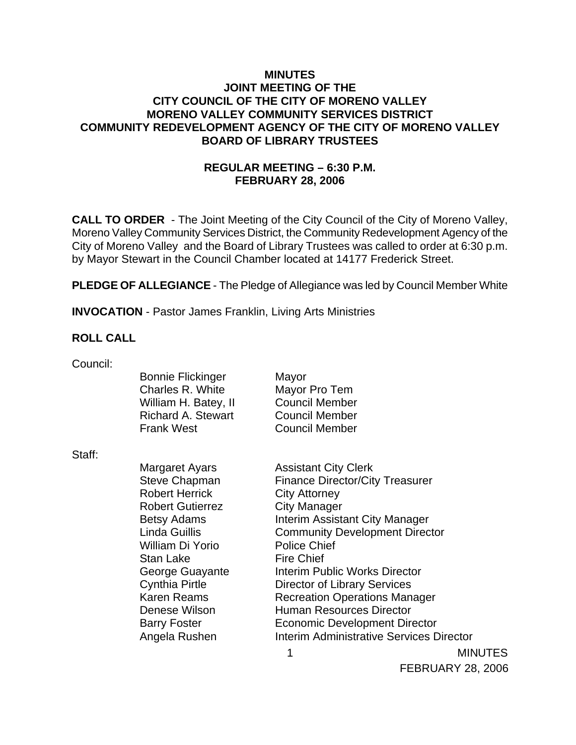# MINUTES
## JOINT MEETING OF THE
## CITY COUNCIL OF THE CITY OF MORENO VALLEY
## MORENO VALLEY COMMUNITY SERVICES DISTRICT
## COMMUNITY REDEVELOPMENT AGENCY OF THE CITY OF MORENO VALLEY
## BOARD OF LIBRARY TRUSTEES

### REGULAR MEETING – 6:30 P.M.
### FEBRUARY 28, 2006

**CALL TO ORDER** - The Joint Meeting of the City Council of the City of Moreno Valley, Moreno Valley Community Services District, the Community Redevelopment Agency of the City of Moreno Valley and the Board of Library Trustees was called to order at 6:30 p.m. by Mayor Stewart in the Council Chamber located at 14177 Frederick Street.

**PLEDGE OF ALLEGIANCE** - The Pledge of Allegiance was led by Council Member White

**INVOCATION** - Pastor James Franklin, Living Arts Ministries

**ROLL CALL**

Council:

| | |
|---|---|
| Bonnie Flickinger | Mayor |
| Charles R. White | Mayor Pro Tem |
| William H. Batey, II | Council Member |
| Richard A. Stewart | Council Member |
| Frank West | Council Member |

Staff:

| | |
|---|---|
| Margaret Ayars | Assistant City Clerk |
| Steve Chapman | Finance Director/City Treasurer |
| Robert Herrick | City Attorney |
| Robert Gutierrez | City Manager |
| Betsy Adams | Interim Assistant City Manager |
| Linda Guillis | Community Development Director |
| William Di Yorio | Police Chief |
| Stan Lake | Fire Chief |
| George Guayante | Interim Public Works Director |
| Cynthia Pirtle | Director of Library Services |
| Karen Reams | Recreation Operations Manager |
| Denese Wilson | Human Resources Director |
| Barry Foster | Economic Development Director |
| Angela Rushen | Interim Administrative Services Director |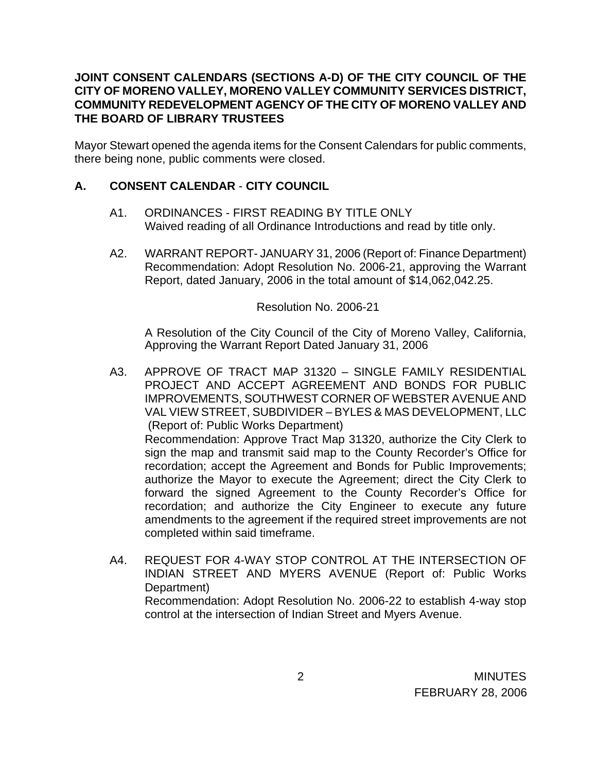**JOINT CONSENT CALENDARS (SECTIONS A-D) OF THE CITY COUNCIL OF THE CITY OF MORENO VALLEY, MORENO VALLEY COMMUNITY SERVICES DISTRICT, COMMUNITY REDEVELOPMENT AGENCY OF THE CITY OF MORENO VALLEY AND THE BOARD OF LIBRARY TRUSTEES**

Mayor Stewart opened the agenda items for the Consent Calendars for public comments, there being none, public comments were closed.

## A. CONSENT CALENDAR - CITY COUNCIL

A1. ORDINANCES - FIRST READING BY TITLE ONLY
Waived reading of all Ordinance Introductions and read by title only.

A2. WARRANT REPORT- JANUARY 31, 2006 (Report of: Finance Department)
Recommendation: Adopt Resolution No. 2006-21, approving the Warrant Report, dated January, 2006 in the total amount of $14,062,042.25.

Resolution No. 2006-21

A Resolution of the City Council of the City of Moreno Valley, California, Approving the Warrant Report Dated January 31, 2006

A3. APPROVE OF TRACT MAP 31320 – SINGLE FAMILY RESIDENTIAL PROJECT AND ACCEPT AGREEMENT AND BONDS FOR PUBLIC IMPROVEMENTS, SOUTHWEST CORNER OF WEBSTER AVENUE AND VAL VIEW STREET, SUBDIVIDER – BYLES & MAS DEVELOPMENT, LLC (Report of: Public Works Department)
Recommendation: Approve Tract Map 31320, authorize the City Clerk to sign the map and transmit said map to the County Recorder's Office for recordation; accept the Agreement and Bonds for Public Improvements; authorize the Mayor to execute the Agreement; direct the City Clerk to forward the signed Agreement to the County Recorder's Office for recordation; and authorize the City Engineer to execute any future amendments to the agreement if the required street improvements are not completed within said timeframe.

A4. REQUEST FOR 4-WAY STOP CONTROL AT THE INTERSECTION OF INDIAN STREET AND MYERS AVENUE (Report of: Public Works Department)
Recommendation: Adopt Resolution No. 2006-22 to establish 4-way stop control at the intersection of Indian Street and Myers Avenue.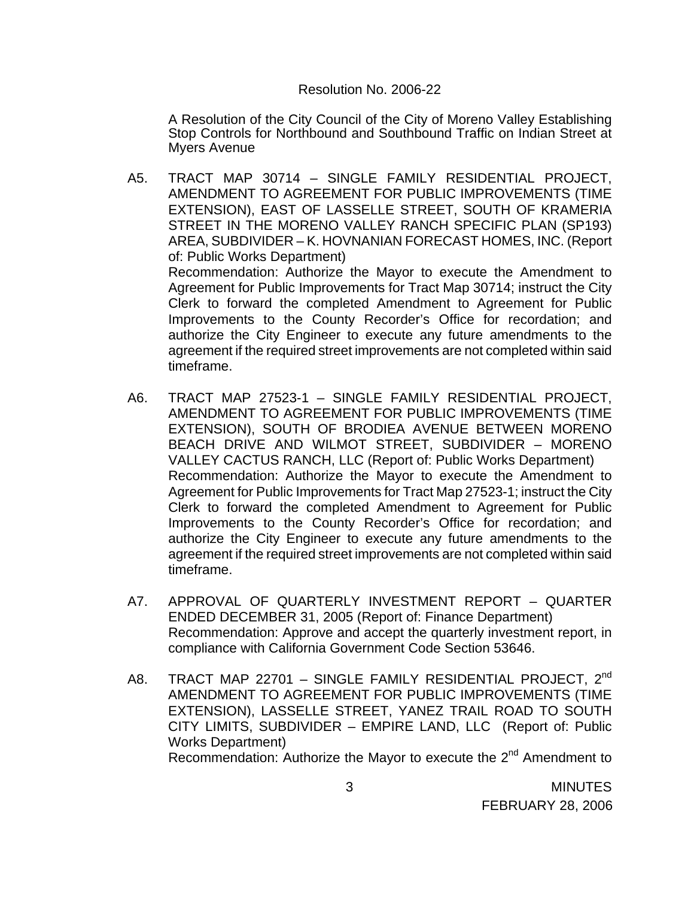Resolution No. 2006-22

A Resolution of the City Council of the City of Moreno Valley Establishing Stop Controls for Northbound and Southbound Traffic on Indian Street at Myers Avenue

A5. TRACT MAP 30714 – SINGLE FAMILY RESIDENTIAL PROJECT, AMENDMENT TO AGREEMENT FOR PUBLIC IMPROVEMENTS (TIME EXTENSION), EAST OF LASSELLE STREET, SOUTH OF KRAMERIA STREET IN THE MORENO VALLEY RANCH SPECIFIC PLAN (SP193) AREA, SUBDIVIDER – K. HOVNANIAN FORECAST HOMES, INC. (Report of: Public Works Department)
Recommendation: Authorize the Mayor to execute the Amendment to Agreement for Public Improvements for Tract Map 30714; instruct the City Clerk to forward the completed Amendment to Agreement for Public Improvements to the County Recorder's Office for recordation; and authorize the City Engineer to execute any future amendments to the agreement if the required street improvements are not completed within said timeframe.

A6. TRACT MAP 27523-1 – SINGLE FAMILY RESIDENTIAL PROJECT, AMENDMENT TO AGREEMENT FOR PUBLIC IMPROVEMENTS (TIME EXTENSION), SOUTH OF BRODIEA AVENUE BETWEEN MORENO BEACH DRIVE AND WILMOT STREET, SUBDIVIDER – MORENO VALLEY CACTUS RANCH, LLC (Report of: Public Works Department)
Recommendation: Authorize the Mayor to execute the Amendment to Agreement for Public Improvements for Tract Map 27523-1; instruct the City Clerk to forward the completed Amendment to Agreement for Public Improvements to the County Recorder's Office for recordation; and authorize the City Engineer to execute any future amendments to the agreement if the required street improvements are not completed within said timeframe.

A7. APPROVAL OF QUARTERLY INVESTMENT REPORT – QUARTER ENDED DECEMBER 31, 2005 (Report of: Finance Department)
Recommendation: Approve and accept the quarterly investment report, in compliance with California Government Code Section 53646.

A8. TRACT MAP 22701 – SINGLE FAMILY RESIDENTIAL PROJECT, 2nd AMENDMENT TO AGREEMENT FOR PUBLIC IMPROVEMENTS (TIME EXTENSION), LASSELLE STREET, YANEZ TRAIL ROAD TO SOUTH CITY LIMITS, SUBDIVIDER – EMPIRE LAND, LLC (Report of: Public Works Department)
Recommendation: Authorize the Mayor to execute the 2nd Amendment to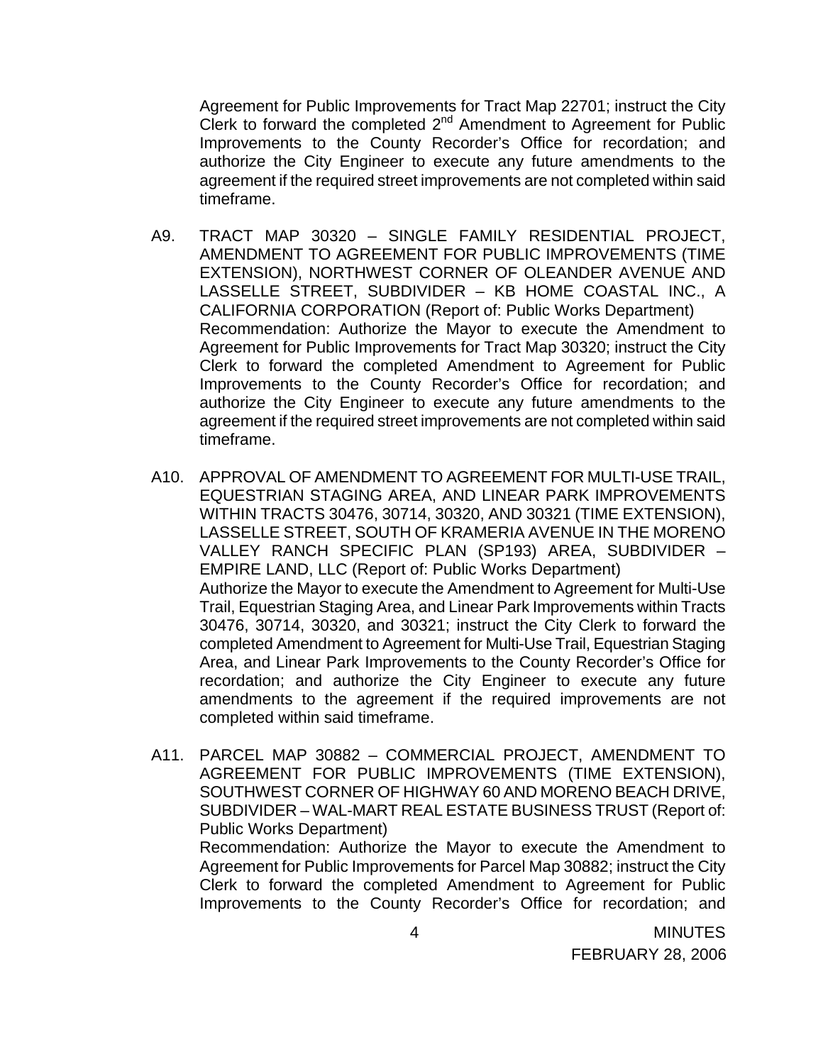Agreement for Public Improvements for Tract Map 22701; instruct the City Clerk to forward the completed 2nd Amendment to Agreement for Public Improvements to the County Recorder's Office for recordation; and authorize the City Engineer to execute any future amendments to the agreement if the required street improvements are not completed within said timeframe.

A9. TRACT MAP 30320 – SINGLE FAMILY RESIDENTIAL PROJECT, AMENDMENT TO AGREEMENT FOR PUBLIC IMPROVEMENTS (TIME EXTENSION), NORTHWEST CORNER OF OLEANDER AVENUE AND LASSELLE STREET, SUBDIVIDER – KB HOME COASTAL INC., A CALIFORNIA CORPORATION (Report of: Public Works Department)
Recommendation: Authorize the Mayor to execute the Amendment to Agreement for Public Improvements for Tract Map 30320; instruct the City Clerk to forward the completed Amendment to Agreement for Public Improvements to the County Recorder's Office for recordation; and authorize the City Engineer to execute any future amendments to the agreement if the required street improvements are not completed within said timeframe.

A10. APPROVAL OF AMENDMENT TO AGREEMENT FOR MULTI-USE TRAIL, EQUESTRIAN STAGING AREA, AND LINEAR PARK IMPROVEMENTS WITHIN TRACTS 30476, 30714, 30320, AND 30321 (TIME EXTENSION), LASSELLE STREET, SOUTH OF KRAMERIA AVENUE IN THE MORENO VALLEY RANCH SPECIFIC PLAN (SP193) AREA, SUBDIVIDER – EMPIRE LAND, LLC (Report of: Public Works Department)
Authorize the Mayor to execute the Amendment to Agreement for Multi-Use Trail, Equestrian Staging Area, and Linear Park Improvements within Tracts 30476, 30714, 30320, and 30321; instruct the City Clerk to forward the completed Amendment to Agreement for Multi-Use Trail, Equestrian Staging Area, and Linear Park Improvements to the County Recorder's Office for recordation; and authorize the City Engineer to execute any future amendments to the agreement if the required improvements are not completed within said timeframe.

A11. PARCEL MAP 30882 – COMMERCIAL PROJECT, AMENDMENT TO AGREEMENT FOR PUBLIC IMPROVEMENTS (TIME EXTENSION), SOUTHWEST CORNER OF HIGHWAY 60 AND MORENO BEACH DRIVE, SUBDIVIDER – WAL-MART REAL ESTATE BUSINESS TRUST (Report of: Public Works Department)
Recommendation: Authorize the Mayor to execute the Amendment to Agreement for Public Improvements for Parcel Map 30882; instruct the City Clerk to forward the completed Amendment to Agreement for Public Improvements to the County Recorder's Office for recordation; and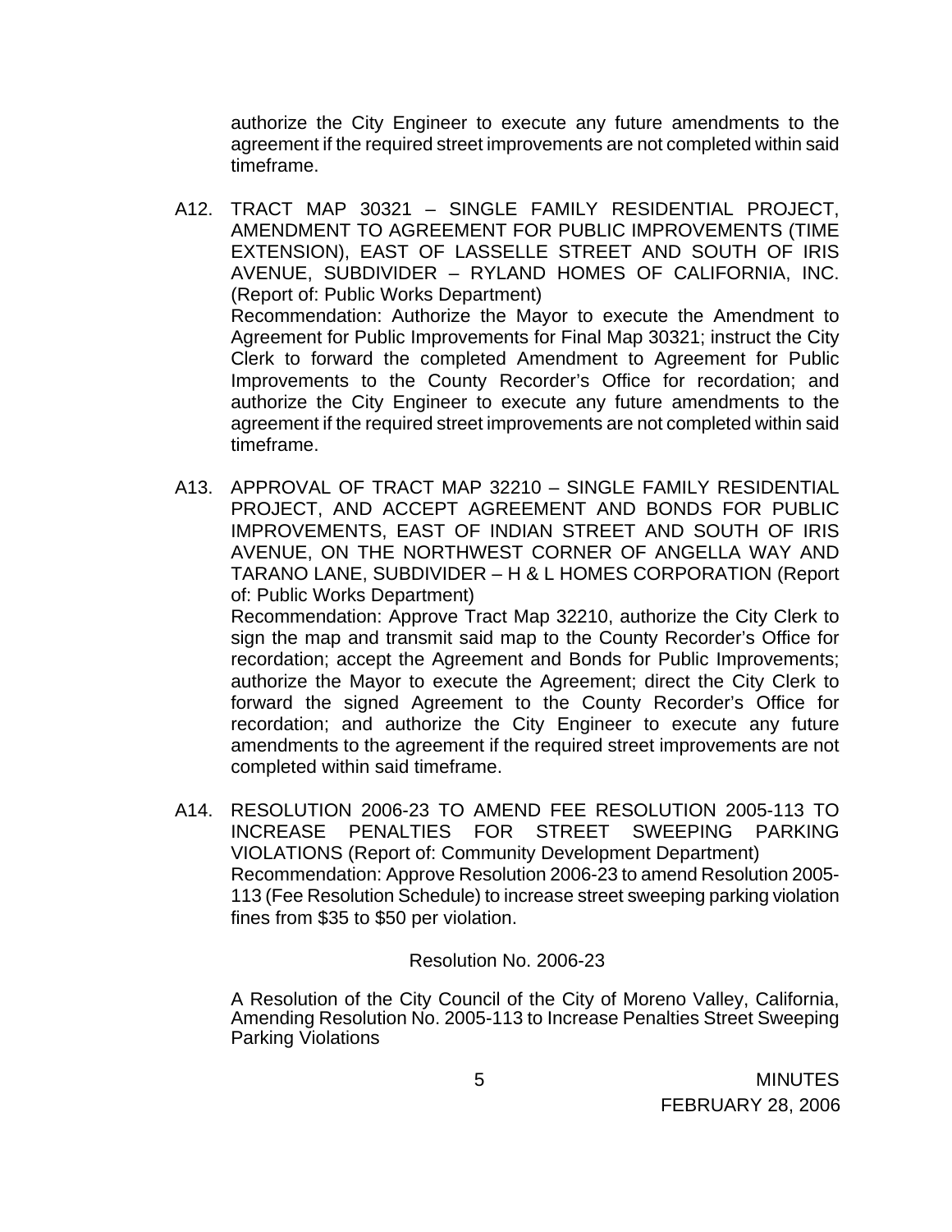authorize the City Engineer to execute any future amendments to the agreement if the required street improvements are not completed within said timeframe.

A12. TRACT MAP 30321 – SINGLE FAMILY RESIDENTIAL PROJECT, AMENDMENT TO AGREEMENT FOR PUBLIC IMPROVEMENTS (TIME EXTENSION), EAST OF LASSELLE STREET AND SOUTH OF IRIS AVENUE, SUBDIVIDER – RYLAND HOMES OF CALIFORNIA, INC. (Report of: Public Works Department)
Recommendation: Authorize the Mayor to execute the Amendment to Agreement for Public Improvements for Final Map 30321; instruct the City Clerk to forward the completed Amendment to Agreement for Public Improvements to the County Recorder's Office for recordation; and authorize the City Engineer to execute any future amendments to the agreement if the required street improvements are not completed within said timeframe.

A13. APPROVAL OF TRACT MAP 32210 – SINGLE FAMILY RESIDENTIAL PROJECT, AND ACCEPT AGREEMENT AND BONDS FOR PUBLIC IMPROVEMENTS, EAST OF INDIAN STREET AND SOUTH OF IRIS AVENUE, ON THE NORTHWEST CORNER OF ANGELLA WAY AND TARANO LANE, SUBDIVIDER – H & L HOMES CORPORATION (Report of: Public Works Department)
Recommendation: Approve Tract Map 32210, authorize the City Clerk to sign the map and transmit said map to the County Recorder's Office for recordation; accept the Agreement and Bonds for Public Improvements; authorize the Mayor to execute the Agreement; direct the City Clerk to forward the signed Agreement to the County Recorder's Office for recordation; and authorize the City Engineer to execute any future amendments to the agreement if the required street improvements are not completed within said timeframe.

A14. RESOLUTION 2006-23 TO AMEND FEE RESOLUTION 2005-113 TO INCREASE PENALTIES FOR STREET SWEEPING PARKING VIOLATIONS (Report of: Community Development Department)
Recommendation: Approve Resolution 2006-23 to amend Resolution 2005-113 (Fee Resolution Schedule) to increase street sweeping parking violation fines from $35 to $50 per violation.

Resolution No. 2006-23

A Resolution of the City Council of the City of Moreno Valley, California, Amending Resolution No. 2005-113 to Increase Penalties Street Sweeping Parking Violations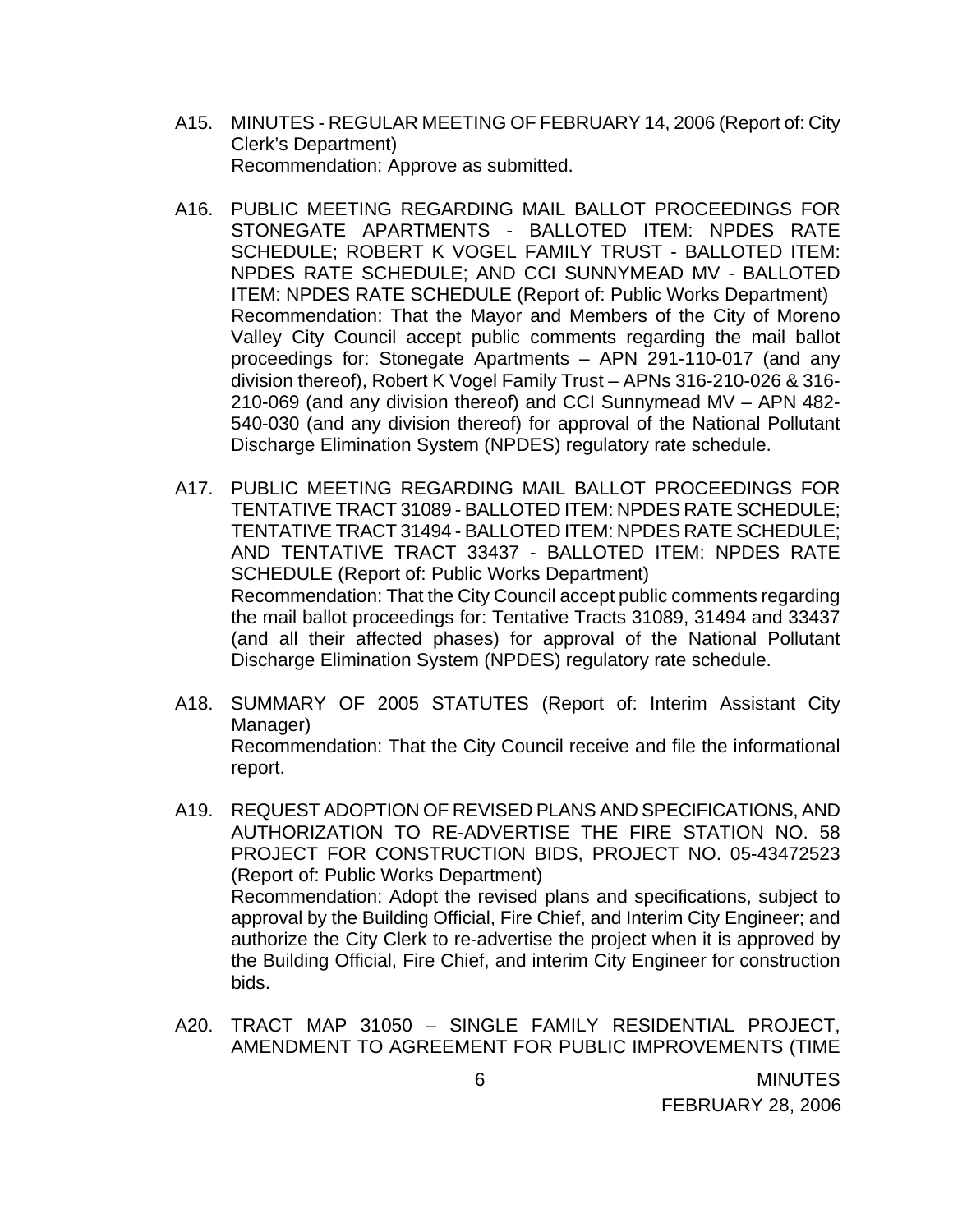A15. MINUTES - REGULAR MEETING OF FEBRUARY 14, 2006 (Report of: City Clerk's Department)
Recommendation: Approve as submitted.

A16. PUBLIC MEETING REGARDING MAIL BALLOT PROCEEDINGS FOR STONEGATE APARTMENTS - BALLOTED ITEM: NPDES RATE SCHEDULE; ROBERT K VOGEL FAMILY TRUST - BALLOTED ITEM: NPDES RATE SCHEDULE; AND CCI SUNNYMEAD MV - BALLOTED ITEM: NPDES RATE SCHEDULE (Report of: Public Works Department)
Recommendation: That the Mayor and Members of the City of Moreno Valley City Council accept public comments regarding the mail ballot proceedings for: Stonegate Apartments – APN 291-110-017 (and any division thereof), Robert K Vogel Family Trust – APNs 316-210-026 & 316-210-069 (and any division thereof) and CCI Sunnymead MV – APN 482-540-030 (and any division thereof) for approval of the National Pollutant Discharge Elimination System (NPDES) regulatory rate schedule.

A17. PUBLIC MEETING REGARDING MAIL BALLOT PROCEEDINGS FOR TENTATIVE TRACT 31089 - BALLOTED ITEM: NPDES RATE SCHEDULE; TENTATIVE TRACT 31494 - BALLOTED ITEM: NPDES RATE SCHEDULE; AND TENTATIVE TRACT 33437 - BALLOTED ITEM: NPDES RATE SCHEDULE (Report of: Public Works Department)
Recommendation: That the City Council accept public comments regarding the mail ballot proceedings for: Tentative Tracts 31089, 31494 and 33437 (and all their affected phases) for approval of the National Pollutant Discharge Elimination System (NPDES) regulatory rate schedule.

A18. SUMMARY OF 2005 STATUTES (Report of: Interim Assistant City Manager)
Recommendation: That the City Council receive and file the informational report.

A19. REQUEST ADOPTION OF REVISED PLANS AND SPECIFICATIONS, AND AUTHORIZATION TO RE-ADVERTISE THE FIRE STATION NO. 58 PROJECT FOR CONSTRUCTION BIDS, PROJECT NO. 05-43472523 (Report of: Public Works Department)
Recommendation: Adopt the revised plans and specifications, subject to approval by the Building Official, Fire Chief, and Interim City Engineer; and authorize the City Clerk to re-advertise the project when it is approved by the Building Official, Fire Chief, and interim City Engineer for construction bids.

A20. TRACT MAP 31050 – SINGLE FAMILY RESIDENTIAL PROJECT, AMENDMENT TO AGREEMENT FOR PUBLIC IMPROVEMENTS (TIME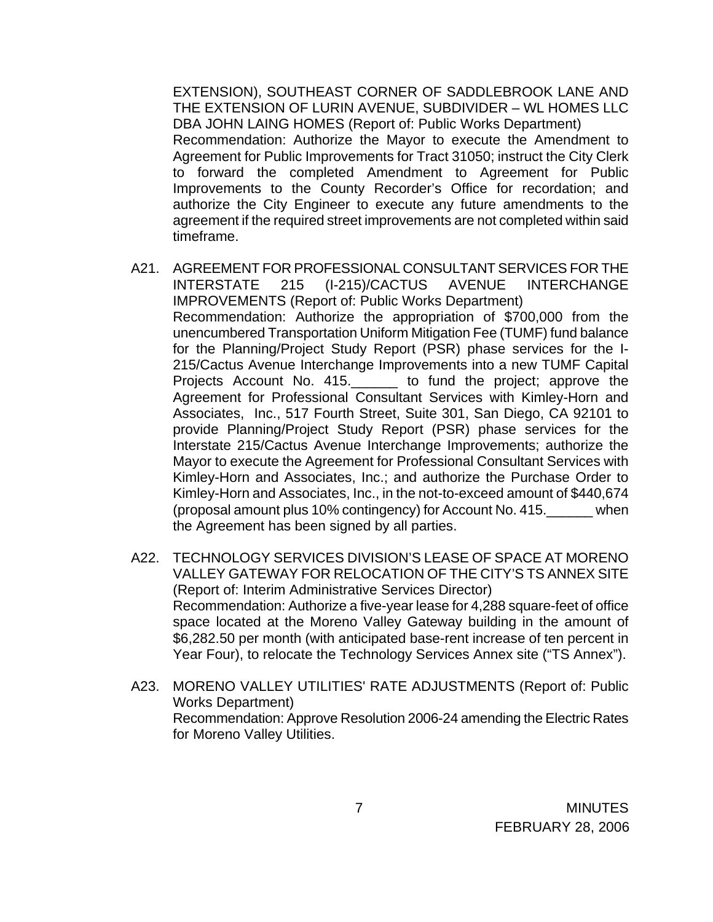EXTENSION), SOUTHEAST CORNER OF SADDLEBROOK LANE AND THE EXTENSION OF LURIN AVENUE, SUBDIVIDER – WL HOMES LLC DBA JOHN LAING HOMES (Report of: Public Works Department)
Recommendation: Authorize the Mayor to execute the Amendment to Agreement for Public Improvements for Tract 31050; instruct the City Clerk to forward the completed Amendment to Agreement for Public Improvements to the County Recorder's Office for recordation; and authorize the City Engineer to execute any future amendments to the agreement if the required street improvements are not completed within said timeframe.

A21. AGREEMENT FOR PROFESSIONAL CONSULTANT SERVICES FOR THE INTERSTATE 215 (I-215)/CACTUS AVENUE INTERCHANGE IMPROVEMENTS (Report of: Public Works Department)
Recommendation: Authorize the appropriation of $700,000 from the unencumbered Transportation Uniform Mitigation Fee (TUMF) fund balance for the Planning/Project Study Report (PSR) phase services for the I-215/Cactus Avenue Interchange Improvements into a new TUMF Capital Projects Account No. 415.______ to fund the project; approve the Agreement for Professional Consultant Services with Kimley-Horn and Associates, Inc., 517 Fourth Street, Suite 301, San Diego, CA 92101 to provide Planning/Project Study Report (PSR) phase services for the Interstate 215/Cactus Avenue Interchange Improvements; authorize the Mayor to execute the Agreement for Professional Consultant Services with Kimley-Horn and Associates, Inc.; and authorize the Purchase Order to Kimley-Horn and Associates, Inc., in the not-to-exceed amount of $440,674 (proposal amount plus 10% contingency) for Account No. 415.______ when the Agreement has been signed by all parties.

A22. TECHNOLOGY SERVICES DIVISION'S LEASE OF SPACE AT MORENO VALLEY GATEWAY FOR RELOCATION OF THE CITY'S TS ANNEX SITE (Report of: Interim Administrative Services Director)
Recommendation: Authorize a five-year lease for 4,288 square-feet of office space located at the Moreno Valley Gateway building in the amount of $6,282.50 per month (with anticipated base-rent increase of ten percent in Year Four), to relocate the Technology Services Annex site ("TS Annex").

A23. MORENO VALLEY UTILITIES' RATE ADJUSTMENTS (Report of: Public Works Department)
Recommendation: Approve Resolution 2006-24 amending the Electric Rates for Moreno Valley Utilities.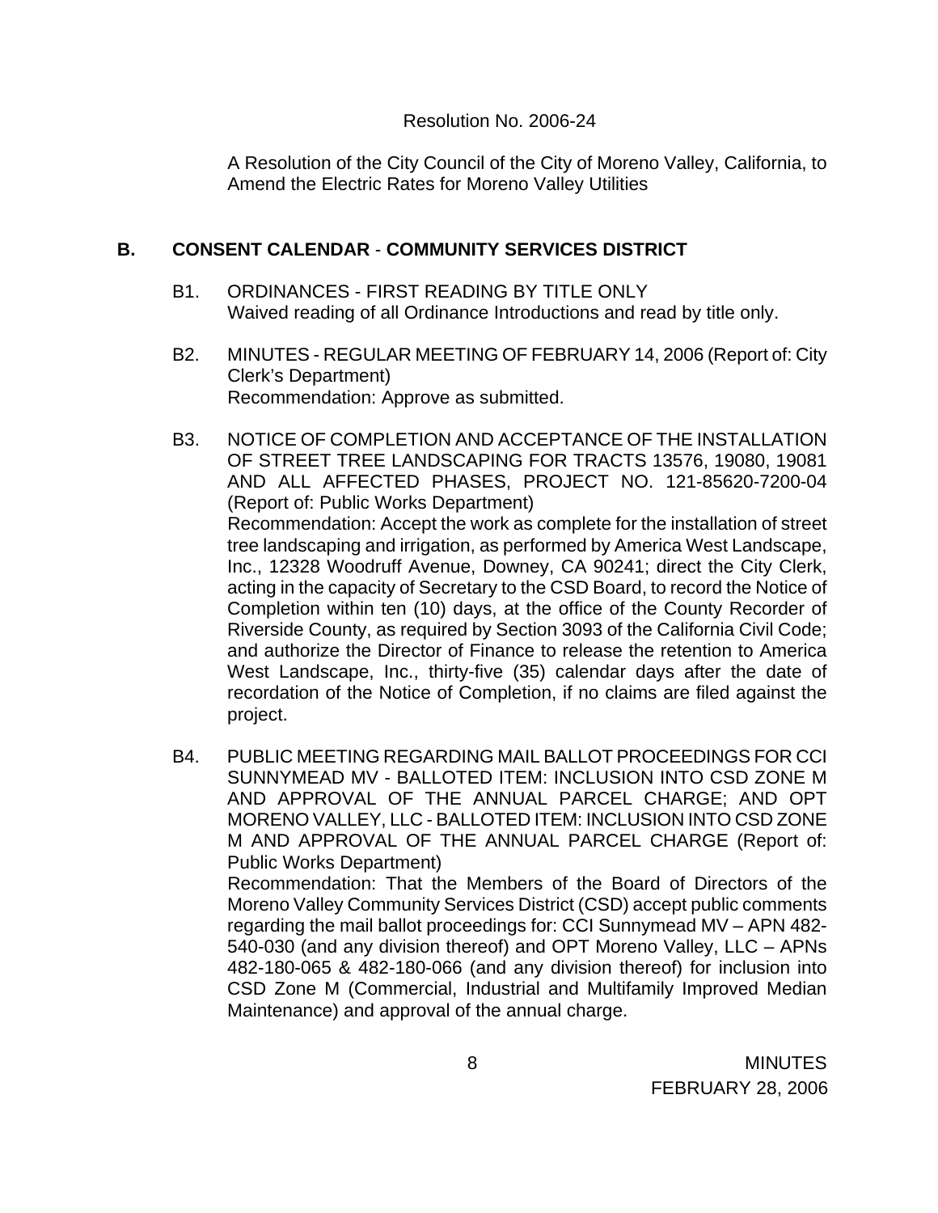Resolution No. 2006-24

A Resolution of the City Council of the City of Moreno Valley, California, to Amend the Electric Rates for Moreno Valley Utilities

## B. CONSENT CALENDAR - COMMUNITY SERVICES DISTRICT

B1. ORDINANCES - FIRST READING BY TITLE ONLY
Waived reading of all Ordinance Introductions and read by title only.

B2. MINUTES - REGULAR MEETING OF FEBRUARY 14, 2006 (Report of: City Clerk's Department)
Recommendation: Approve as submitted.

B3. NOTICE OF COMPLETION AND ACCEPTANCE OF THE INSTALLATION OF STREET TREE LANDSCAPING FOR TRACTS 13576, 19080, 19081 AND ALL AFFECTED PHASES, PROJECT NO. 121-85620-7200-04 (Report of: Public Works Department)
Recommendation: Accept the work as complete for the installation of street tree landscaping and irrigation, as performed by America West Landscape, Inc., 12328 Woodruff Avenue, Downey, CA 90241; direct the City Clerk, acting in the capacity of Secretary to the CSD Board, to record the Notice of Completion within ten (10) days, at the office of the County Recorder of Riverside County, as required by Section 3093 of the California Civil Code; and authorize the Director of Finance to release the retention to America West Landscape, Inc., thirty-five (35) calendar days after the date of recordation of the Notice of Completion, if no claims are filed against the project.

B4. PUBLIC MEETING REGARDING MAIL BALLOT PROCEEDINGS FOR CCI SUNNYMEAD MV - BALLOTED ITEM: INCLUSION INTO CSD ZONE M AND APPROVAL OF THE ANNUAL PARCEL CHARGE; AND OPT MORENO VALLEY, LLC - BALLOTED ITEM: INCLUSION INTO CSD ZONE M AND APPROVAL OF THE ANNUAL PARCEL CHARGE (Report of: Public Works Department)
Recommendation: That the Members of the Board of Directors of the Moreno Valley Community Services District (CSD) accept public comments regarding the mail ballot proceedings for: CCI Sunnymead MV – APN 482-540-030 (and any division thereof) and OPT Moreno Valley, LLC – APNs 482-180-065 & 482-180-066 (and any division thereof) for inclusion into CSD Zone M (Commercial, Industrial and Multifamily Improved Median Maintenance) and approval of the annual charge.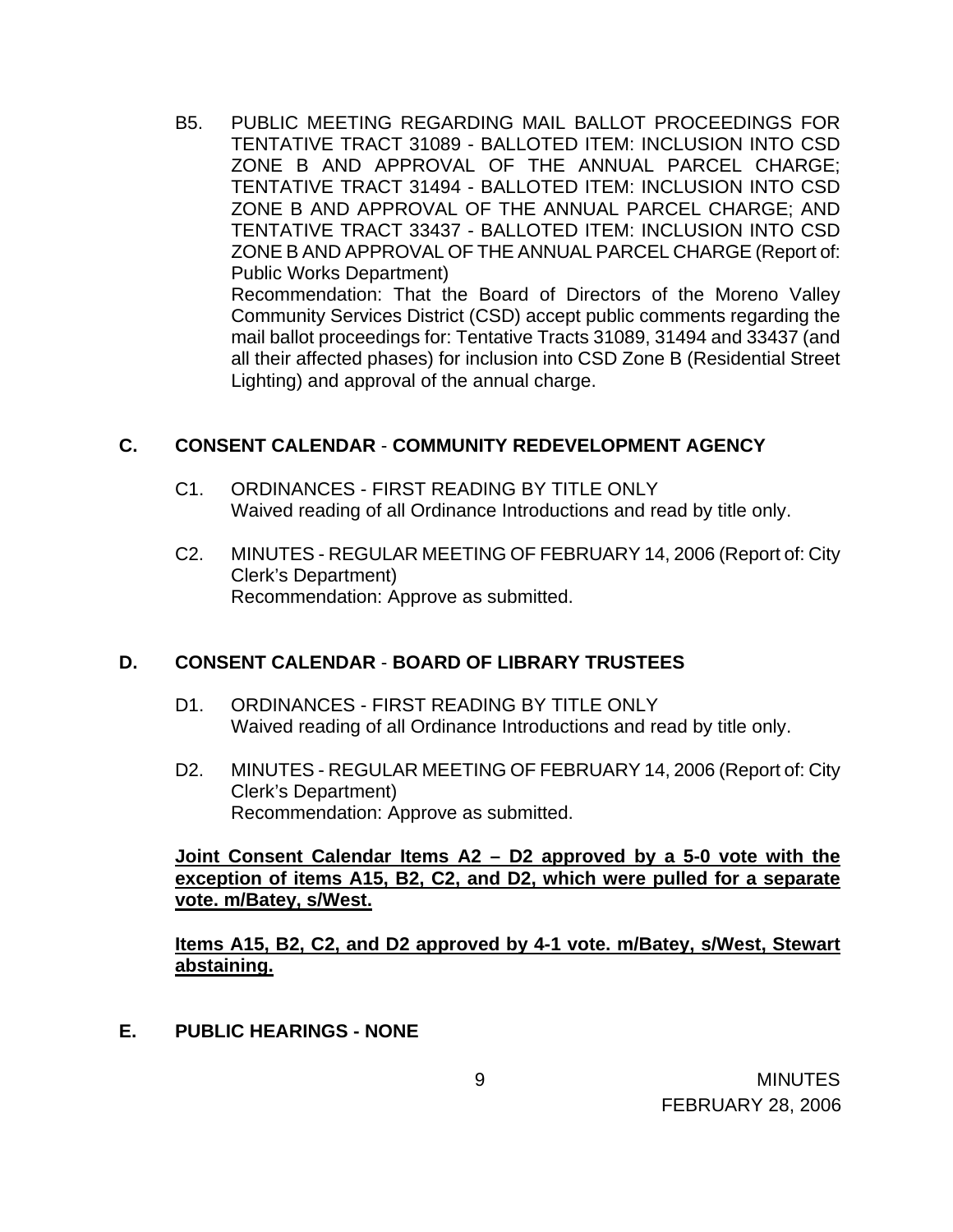B5. PUBLIC MEETING REGARDING MAIL BALLOT PROCEEDINGS FOR TENTATIVE TRACT 31089 - BALLOTED ITEM: INCLUSION INTO CSD ZONE B AND APPROVAL OF THE ANNUAL PARCEL CHARGE; TENTATIVE TRACT 31494 - BALLOTED ITEM: INCLUSION INTO CSD ZONE B AND APPROVAL OF THE ANNUAL PARCEL CHARGE; AND TENTATIVE TRACT 33437 - BALLOTED ITEM: INCLUSION INTO CSD ZONE B AND APPROVAL OF THE ANNUAL PARCEL CHARGE (Report of: Public Works Department)
Recommendation: That the Board of Directors of the Moreno Valley Community Services District (CSD) accept public comments regarding the mail ballot proceedings for: Tentative Tracts 31089, 31494 and 33437 (and all their affected phases) for inclusion into CSD Zone B (Residential Street Lighting) and approval of the annual charge.

## C. CONSENT CALENDAR - COMMUNITY REDEVELOPMENT AGENCY

C1. ORDINANCES - FIRST READING BY TITLE ONLY
Waived reading of all Ordinance Introductions and read by title only.

C2. MINUTES - REGULAR MEETING OF FEBRUARY 14, 2006 (Report of: City Clerk's Department)
Recommendation: Approve as submitted.

## D. CONSENT CALENDAR - BOARD OF LIBRARY TRUSTEES

D1. ORDINANCES - FIRST READING BY TITLE ONLY
Waived reading of all Ordinance Introductions and read by title only.

D2. MINUTES - REGULAR MEETING OF FEBRUARY 14, 2006 (Report of: City Clerk's Department)
Recommendation: Approve as submitted.

**Joint Consent Calendar Items A2 – D2 approved by a 5-0 vote with the exception of items A15, B2, C2, and D2, which were pulled for a separate vote. m/Batey, s/West.**

**Items A15, B2, C2, and D2 approved by 4-1 vote. m/Batey, s/West, Stewart abstaining.**

## E. PUBLIC HEARINGS - NONE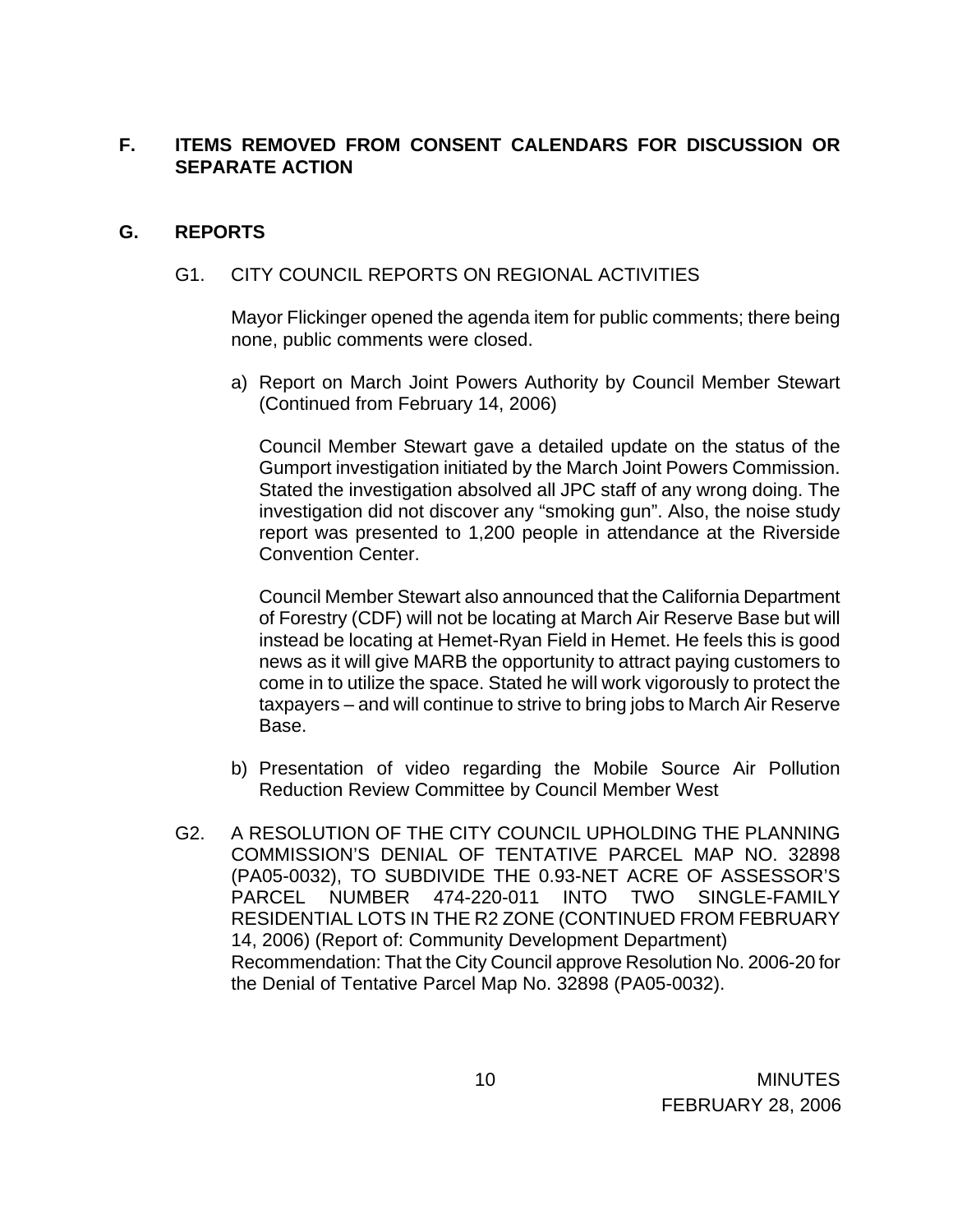## F. ITEMS REMOVED FROM CONSENT CALENDARS FOR DISCUSSION OR SEPARATE ACTION

## G. REPORTS

G1. CITY COUNCIL REPORTS ON REGIONAL ACTIVITIES

Mayor Flickinger opened the agenda item for public comments; there being none, public comments were closed.

a) Report on March Joint Powers Authority by Council Member Stewart (Continued from February 14, 2006)

Council Member Stewart gave a detailed update on the status of the Gumport investigation initiated by the March Joint Powers Commission. Stated the investigation absolved all JPC staff of any wrong doing. The investigation did not discover any "smoking gun". Also, the noise study report was presented to 1,200 people in attendance at the Riverside Convention Center.

Council Member Stewart also announced that the California Department of Forestry (CDF) will not be locating at March Air Reserve Base but will instead be locating at Hemet-Ryan Field in Hemet. He feels this is good news as it will give MARB the opportunity to attract paying customers to come in to utilize the space. Stated he will work vigorously to protect the taxpayers – and will continue to strive to bring jobs to March Air Reserve Base.

b) Presentation of video regarding the Mobile Source Air Pollution Reduction Review Committee by Council Member West

G2. A RESOLUTION OF THE CITY COUNCIL UPHOLDING THE PLANNING COMMISSION'S DENIAL OF TENTATIVE PARCEL MAP NO. 32898 (PA05-0032), TO SUBDIVIDE THE 0.93-NET ACRE OF ASSESSOR'S PARCEL NUMBER 474-220-011 INTO TWO SINGLE-FAMILY RESIDENTIAL LOTS IN THE R2 ZONE (CONTINUED FROM FEBRUARY 14, 2006) (Report of: Community Development Department)
Recommendation: That the City Council approve Resolution No. 2006-20 for the Denial of Tentative Parcel Map No. 32898 (PA05-0032).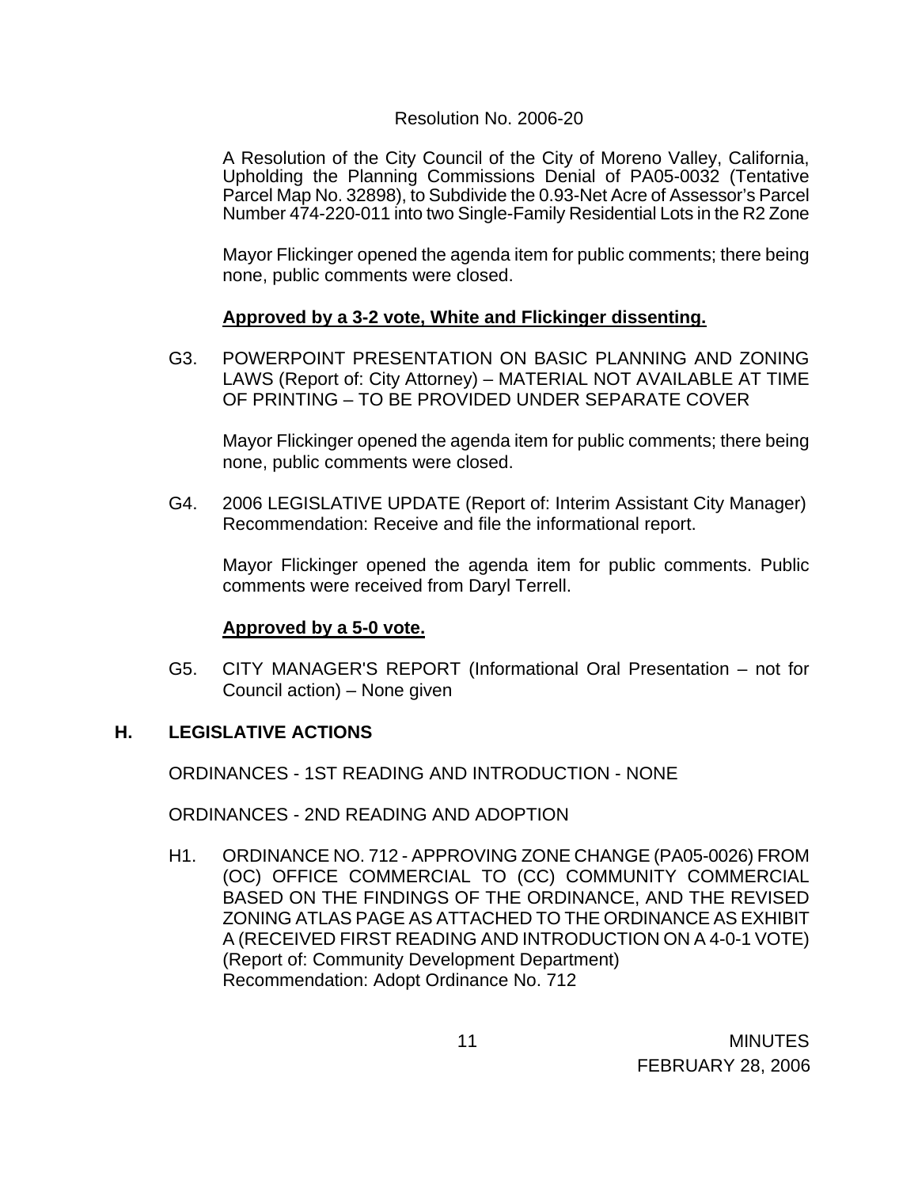Resolution No. 2006-20

A Resolution of the City Council of the City of Moreno Valley, California, Upholding the Planning Commissions Denial of PA05-0032 (Tentative Parcel Map No. 32898), to Subdivide the 0.93-Net Acre of Assessor's Parcel Number 474-220-011 into two Single-Family Residential Lots in the R2 Zone

Mayor Flickinger opened the agenda item for public comments; there being none, public comments were closed.

**Approved by a 3-2 vote, White and Flickinger dissenting.**

G3. POWERPOINT PRESENTATION ON BASIC PLANNING AND ZONING LAWS (Report of: City Attorney) – MATERIAL NOT AVAILABLE AT TIME OF PRINTING – TO BE PROVIDED UNDER SEPARATE COVER

Mayor Flickinger opened the agenda item for public comments; there being none, public comments were closed.

G4. 2006 LEGISLATIVE UPDATE (Report of: Interim Assistant City Manager) Recommendation: Receive and file the informational report.

Mayor Flickinger opened the agenda item for public comments. Public comments were received from Daryl Terrell.

**Approved by a 5-0 vote.**

G5. CITY MANAGER'S REPORT (Informational Oral Presentation – not for Council action) – None given

## H. LEGISLATIVE ACTIONS

ORDINANCES - 1ST READING AND INTRODUCTION - NONE

ORDINANCES - 2ND READING AND ADOPTION

H1. ORDINANCE NO. 712 - APPROVING ZONE CHANGE (PA05-0026) FROM (OC) OFFICE COMMERCIAL TO (CC) COMMUNITY COMMERCIAL BASED ON THE FINDINGS OF THE ORDINANCE, AND THE REVISED ZONING ATLAS PAGE AS ATTACHED TO THE ORDINANCE AS EXHIBIT A (RECEIVED FIRST READING AND INTRODUCTION ON A 4-0-1 VOTE) (Report of: Community Development Department)
Recommendation: Adopt Ordinance No. 712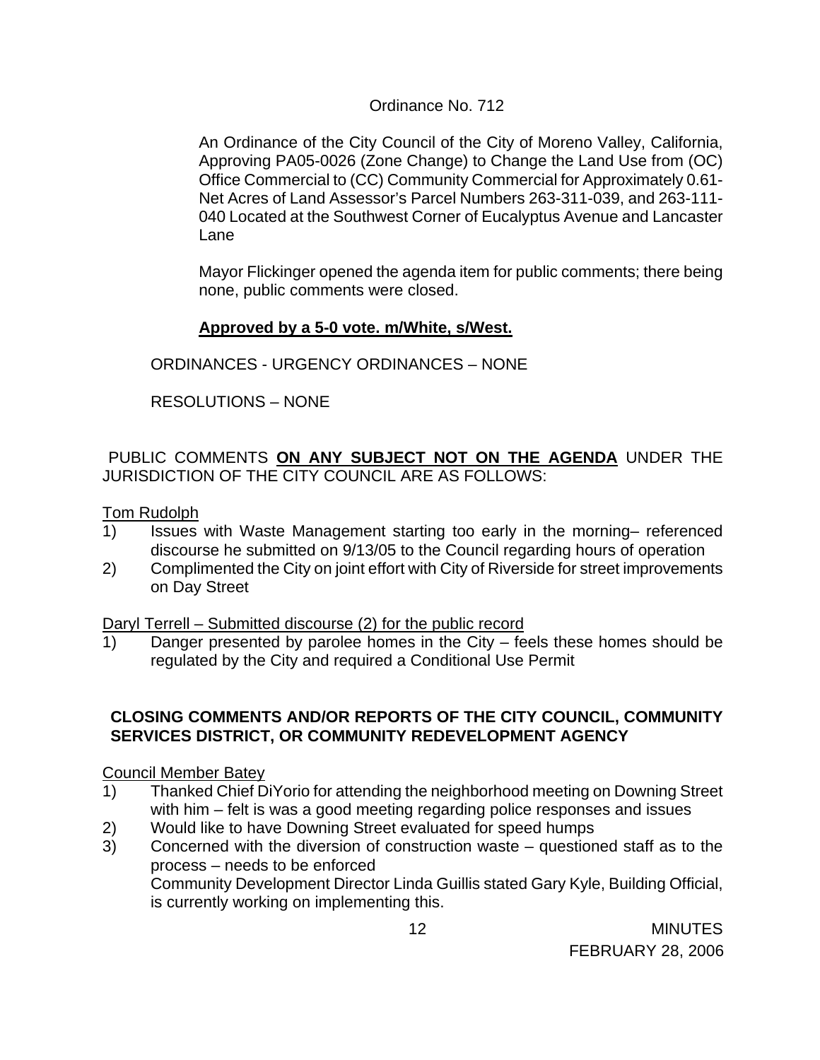Ordinance No. 712

An Ordinance of the City Council of the City of Moreno Valley, California, Approving PA05-0026 (Zone Change) to Change the Land Use from (OC) Office Commercial to (CC) Community Commercial for Approximately 0.61-Net Acres of Land Assessor's Parcel Numbers 263-311-039, and 263-111-040 Located at the Southwest Corner of Eucalyptus Avenue and Lancaster Lane

Mayor Flickinger opened the agenda item for public comments; there being none, public comments were closed.

**Approved by a 5-0 vote. m/White, s/West.**

ORDINANCES - URGENCY ORDINANCES – NONE

RESOLUTIONS – NONE

PUBLIC COMMENTS **ON ANY SUBJECT NOT ON THE AGENDA** UNDER THE JURISDICTION OF THE CITY COUNCIL ARE AS FOLLOWS:

Tom Rudolph

1) Issues with Waste Management starting too early in the morning– referenced discourse he submitted on 9/13/05 to the Council regarding hours of operation
2) Complimented the City on joint effort with City of Riverside for street improvements on Day Street

Daryl Terrell – Submitted discourse (2) for the public record

1) Danger presented by parolee homes in the City – feels these homes should be regulated by the City and required a Conditional Use Permit

**CLOSING COMMENTS AND/OR REPORTS OF THE CITY COUNCIL, COMMUNITY SERVICES DISTRICT, OR COMMUNITY REDEVELOPMENT AGENCY**

Council Member Batey

1) Thanked Chief DiYorio for attending the neighborhood meeting on Downing Street with him – felt is was a good meeting regarding police responses and issues
2) Would like to have Downing Street evaluated for speed humps
3) Concerned with the diversion of construction waste – questioned staff as to the process – needs to be enforced
   Community Development Director Linda Guillis stated Gary Kyle, Building Official, is currently working on implementing this.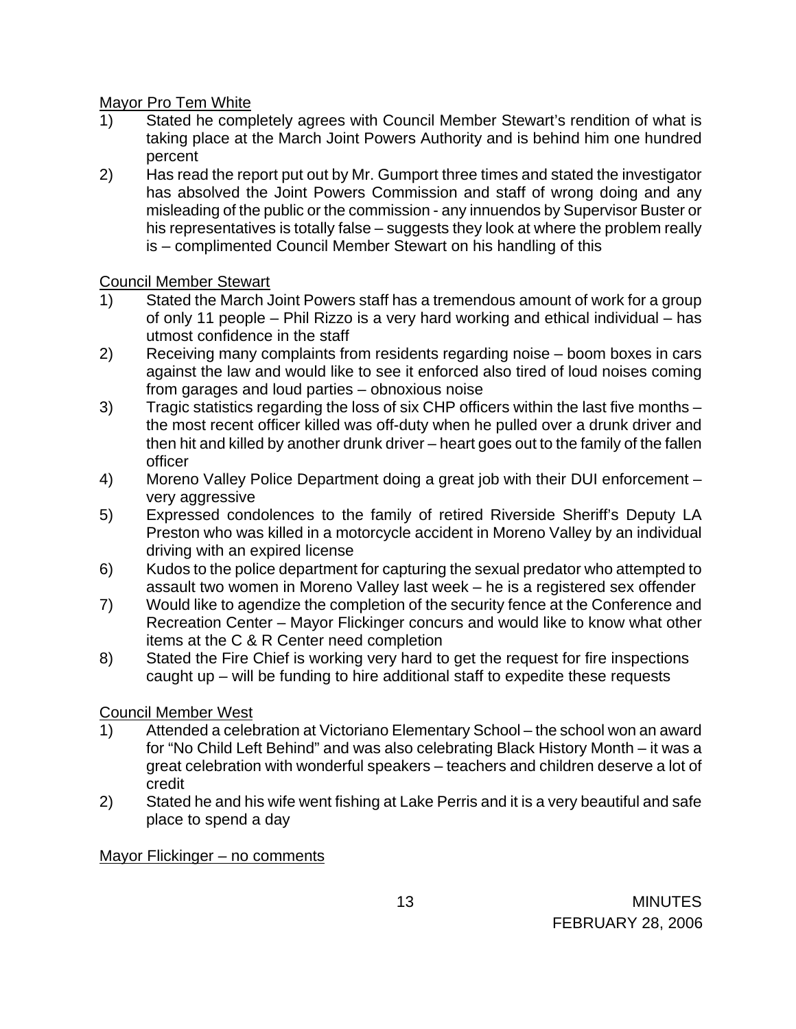<u>Mayor Pro Tem White</u>

1) Stated he completely agrees with Council Member Stewart's rendition of what is taking place at the March Joint Powers Authority and is behind him one hundred percent
2) Has read the report put out by Mr. Gumport three times and stated the investigator has absolved the Joint Powers Commission and staff of wrong doing and any misleading of the public or the commission - any innuendos by Supervisor Buster or his representatives is totally false – suggests they look at where the problem really is – complimented Council Member Stewart on his handling of this

<u>Council Member Stewart</u>

1) Stated the March Joint Powers staff has a tremendous amount of work for a group of only 11 people – Phil Rizzo is a very hard working and ethical individual – has utmost confidence in the staff
2) Receiving many complaints from residents regarding noise – boom boxes in cars against the law and would like to see it enforced also tired of loud noises coming from garages and loud parties – obnoxious noise
3) Tragic statistics regarding the loss of six CHP officers within the last five months – the most recent officer killed was off-duty when he pulled over a drunk driver and then hit and killed by another drunk driver – heart goes out to the family of the fallen officer
4) Moreno Valley Police Department doing a great job with their DUI enforcement – very aggressive
5) Expressed condolences to the family of retired Riverside Sheriff's Deputy LA Preston who was killed in a motorcycle accident in Moreno Valley by an individual driving with an expired license
6) Kudos to the police department for capturing the sexual predator who attempted to assault two women in Moreno Valley last week – he is a registered sex offender
7) Would like to agendize the completion of the security fence at the Conference and Recreation Center – Mayor Flickinger concurs and would like to know what other items at the C & R Center need completion
8) Stated the Fire Chief is working very hard to get the request for fire inspections caught up – will be funding to hire additional staff to expedite these requests

<u>Council Member West</u>

1) Attended a celebration at Victoriano Elementary School – the school won an award for "No Child Left Behind" and was also celebrating Black History Month – it was a great celebration with wonderful speakers – teachers and children deserve a lot of credit
2) Stated he and his wife went fishing at Lake Perris and it is a very beautiful and safe place to spend a day

<u>Mayor Flickinger – no comments</u>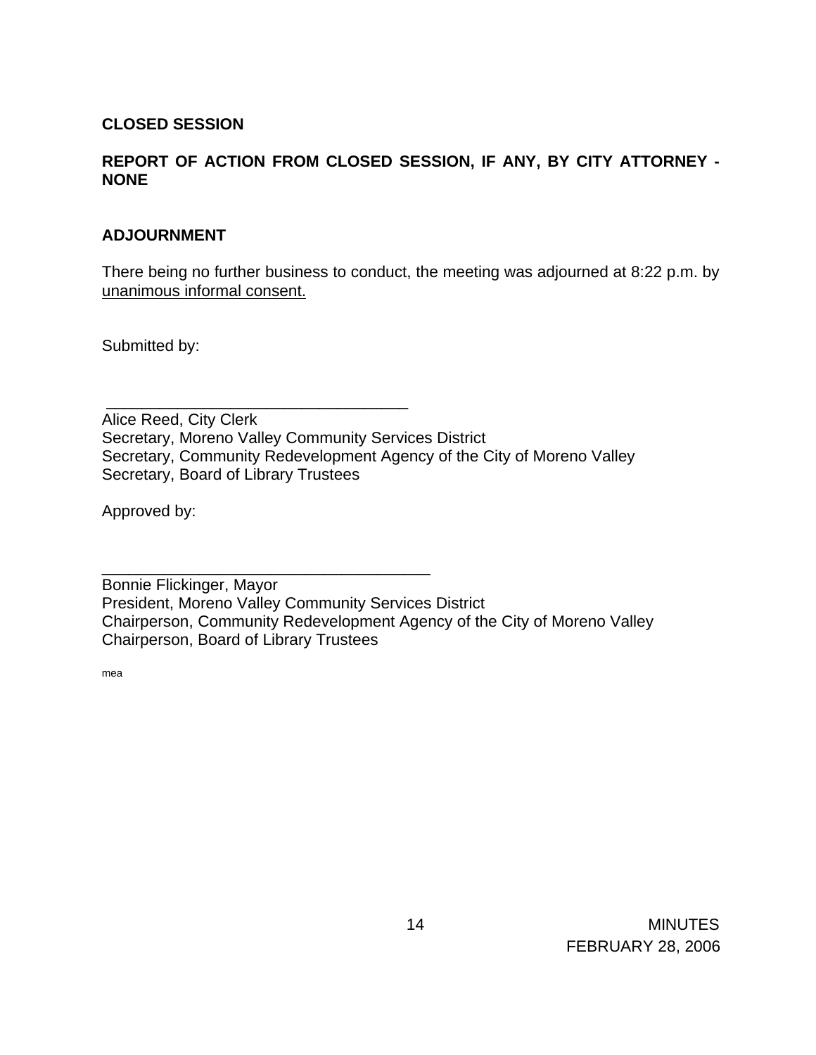**CLOSED SESSION**

**REPORT OF ACTION FROM CLOSED SESSION, IF ANY, BY CITY ATTORNEY - NONE**

**ADJOURNMENT**

There being no further business to conduct, the meeting was adjourned at 8:22 p.m. by unanimous informal consent.

Submitted by:

\_\_\_\_\_\_\_\_\_\_\_\_\_\_\_\_\_\_\_\_\_\_\_\_\_\_\_\_\_\_\_\_\_\_\_\_
Alice Reed, City Clerk
Secretary, Moreno Valley Community Services District
Secretary, Community Redevelopment Agency of the City of Moreno Valley
Secretary, Board of Library Trustees

Approved by:

\_\_\_\_\_\_\_\_\_\_\_\_\_\_\_\_\_\_\_\_\_\_\_\_\_\_\_\_\_\_\_\_\_\_\_\_
Bonnie Flickinger, Mayor
President, Moreno Valley Community Services District
Chairperson, Community Redevelopment Agency of the City of Moreno Valley
Chairperson, Board of Library Trustees

mea